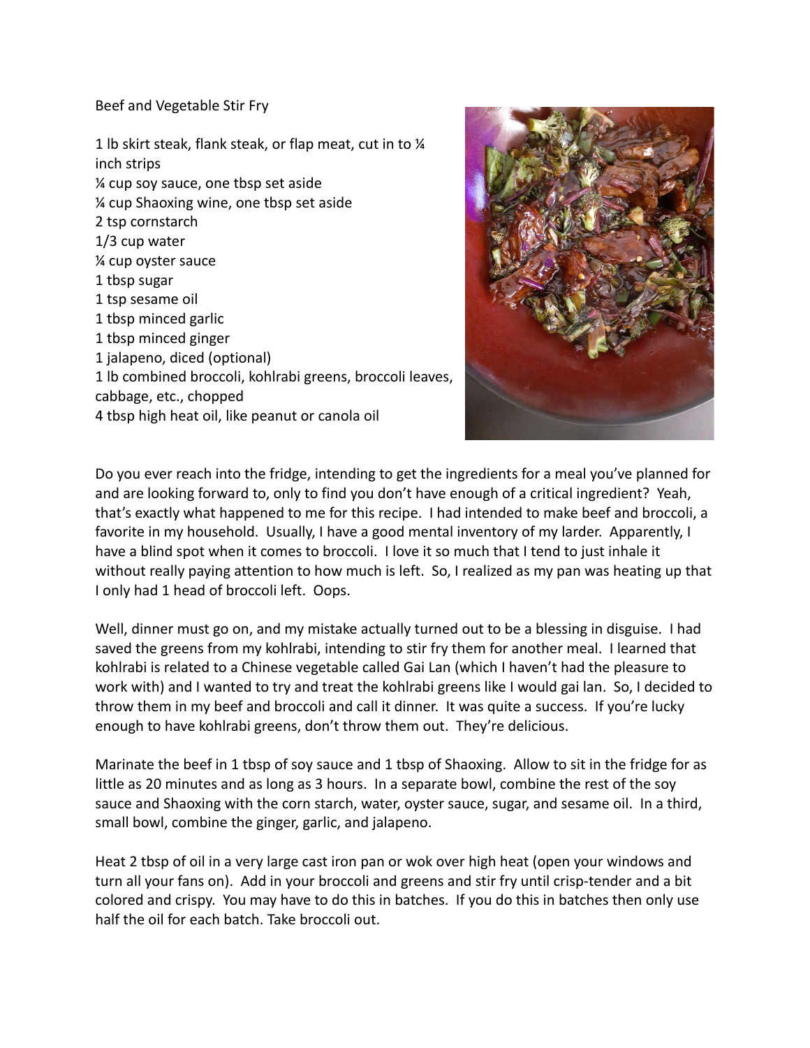# Beef and Vegetable Stir Fry

- 1 lb skirt steak, flank steak, or flap meat, cut in to ¼ inch strips
- ¼ cup soy sauce, one tbsp set aside
- ¼ cup Shaoxing wine, one tbsp set aside
- 2 tsp cornstarch
- 1/3 cup water
- ¼ cup oyster sauce
- 1 tbsp sugar
- 1 tsp sesame oil
- 1 tbsp minced garlic
- 1 tbsp minced ginger
- 1 jalapeno, diced (optional)
- 1 lb combined broccoli, kohlrabi greens, broccoli leaves, cabbage, etc., chopped
- 4 tbsp high heat oil, like peanut or canola oil

Do you ever reach into the fridge, intending to get the ingredients for a meal you've planned for and are looking forward to, only to find you don't have enough of a critical ingredient? Yeah, that's exactly what happened to me for this recipe. I had intended to make beef and broccoli, a favorite in my household. Usually, I have a good mental inventory of my larder. Apparently, I have a blind spot when it comes to broccoli. I love it so much that I tend to just inhale it without really paying attention to how much is left. So, I realized as my pan was heating up that I only had 1 head of broccoli left. Oops.

Well, dinner must go on, and my mistake actually turned out to be a blessing in disguise. I had saved the greens from my kohlrabi, intending to stir fry them for another meal. I learned that kohlrabi is related to a Chinese vegetable called Gai Lan (which I haven't had the pleasure to work with) and I wanted to try and treat the kohlrabi greens like I would gai lan. So, I decided to throw them in my beef and broccoli and call it dinner. It was quite a success. If you're lucky enough to have kohlrabi greens, don't throw them out. They're delicious.

Marinate the beef in 1 tbsp of soy sauce and 1 tbsp of Shaoxing. Allow to sit in the fridge for as little as 20 minutes and as long as 3 hours. In a separate bowl, combine the rest of the soy sauce and Shaoxing with the corn starch, water, oyster sauce, sugar, and sesame oil. In a third, small bowl, combine the ginger, garlic, and jalapeno.

Heat 2 tbsp of oil in a very large cast iron pan or wok over high heat (open your windows and turn all your fans on). Add in your broccoli and greens and stir fry until crisp-tender and a bit colored and crispy. You may have to do this in batches. If you do this in batches then only use half the oil for each batch. Take broccoli out.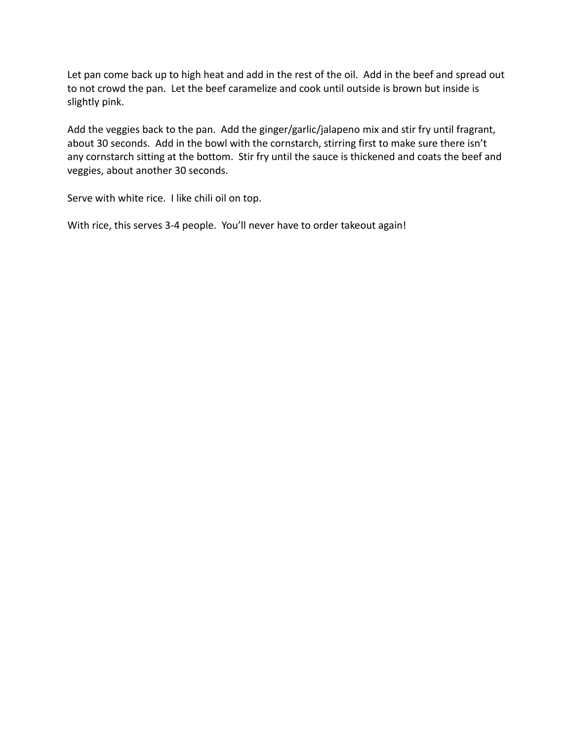Let pan come back up to high heat and add in the rest of the oil. Add in the beef and spread out to not crowd the pan. Let the beef caramelize and cook until outside is brown but inside is slightly pink.

Add the veggies back to the pan. Add the ginger/garlic/jalapeno mix and stir fry until fragrant, about 30 seconds. Add in the bowl with the cornstarch, stirring first to make sure there isn't any cornstarch sitting at the bottom. Stir fry until the sauce is thickened and coats the beef and veggies, about another 30 seconds.

Serve with white rice. I like chili oil on top.

With rice, this serves 3-4 people. You'll never have to order takeout again!